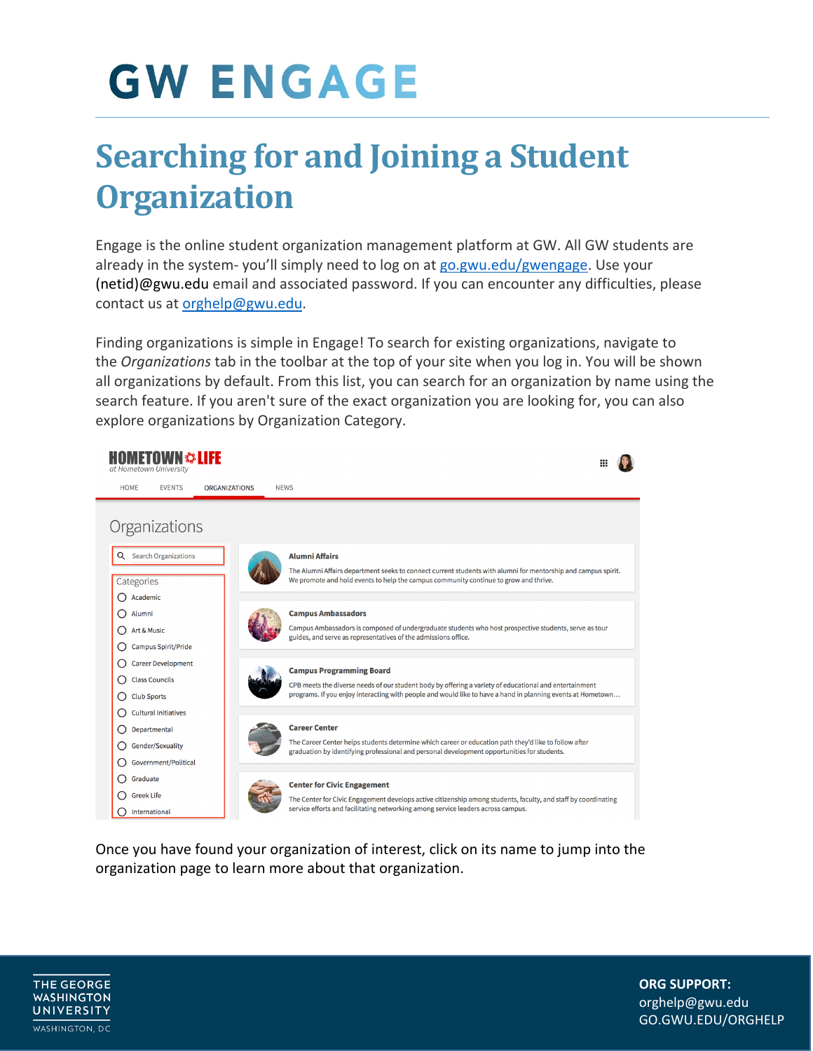# GW ENGAGE

## Searching for and Joining a Student Organization

Engage is the online student organization management platform at GW. All GW students are already in the system- you'll simply need to log on at [go.gwu.edu/gwengage](go.gwu.edu/gwengage). Use your (netid)@gwu.edu email and associated password. If you can encounter any difficulties, please contact us at [orghelp@gwu.edu](mailto:orghelp@gwu.edu).

Finding organizations is simple in Engage! To search for existing organizations, navigate to the *Organizations* tab in the toolbar at the top of your site when you log in. You will be shown all organizations by default. From this list, you can search for an organization by name using the search feature. If you aren't sure of the exact organization you are looking for, you can also explore organizations by Organization Category.

Once you have found your organization of interest, click on its name to jump into the organization page to learn more about that organization.

**ORG SUPPORT:**
orghelp@gwu.edu
GO.GWU.EDU/ORGHELP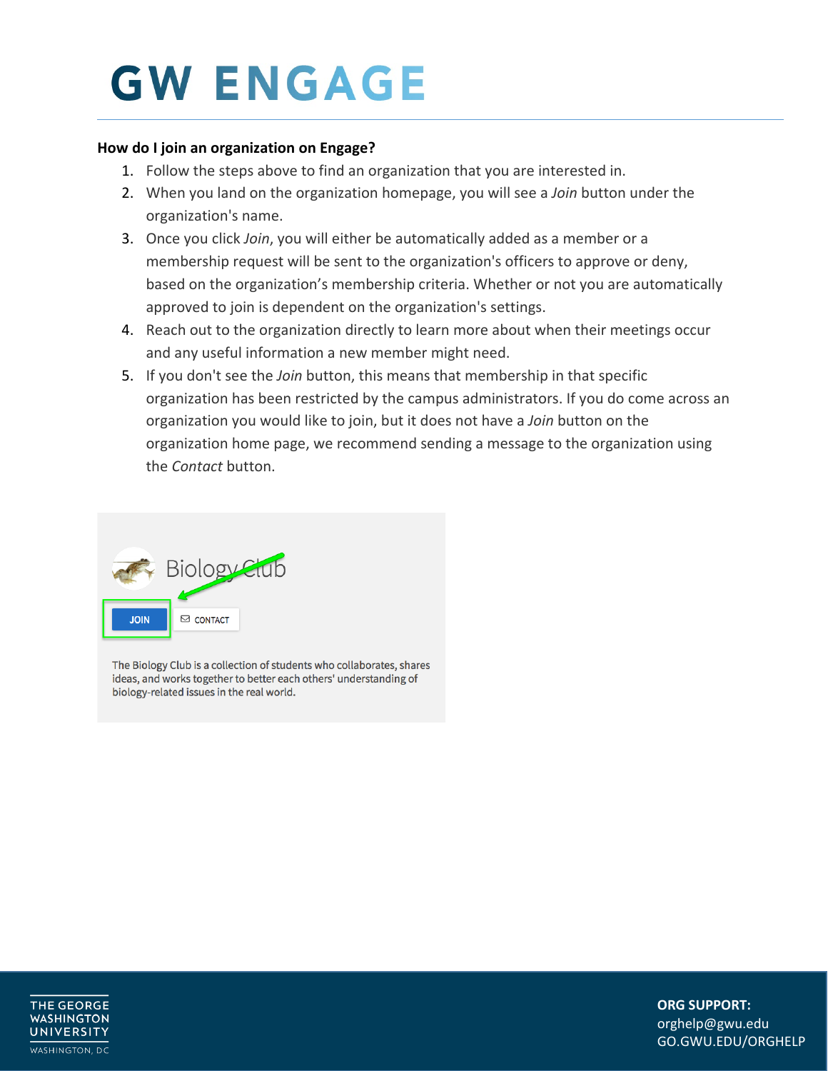# GW ENGAGE

**How do I join an organization on Engage?**

1. Follow the steps above to find an organization that you are interested in.
2. When you land on the organization homepage, you will see a *Join* button under the organization's name.
3. Once you click *Join*, you will either be automatically added as a member or a membership request will be sent to the organization's officers to approve or deny, based on the organization's membership criteria. Whether or not you are automatically approved to join is dependent on the organization's settings.
4. Reach out to the organization directly to learn more about when their meetings occur and any useful information a new member might need.
5. If you don't see the *Join* button, this means that membership in that specific organization has been restricted by the campus administrators. If you do come across an organization you would like to join, but it does not have a *Join* button on the organization home page, we recommend sending a message to the organization using the *Contact* button.

Biology Club

JOIN CONTACT

The Biology Club is a collection of students who collaborates, shares ideas, and works together to better each others' understanding of biology-related issues in the real world.

**ORG SUPPORT:**
orghelp@gwu.edu
GO.GWU.EDU/ORGHELP